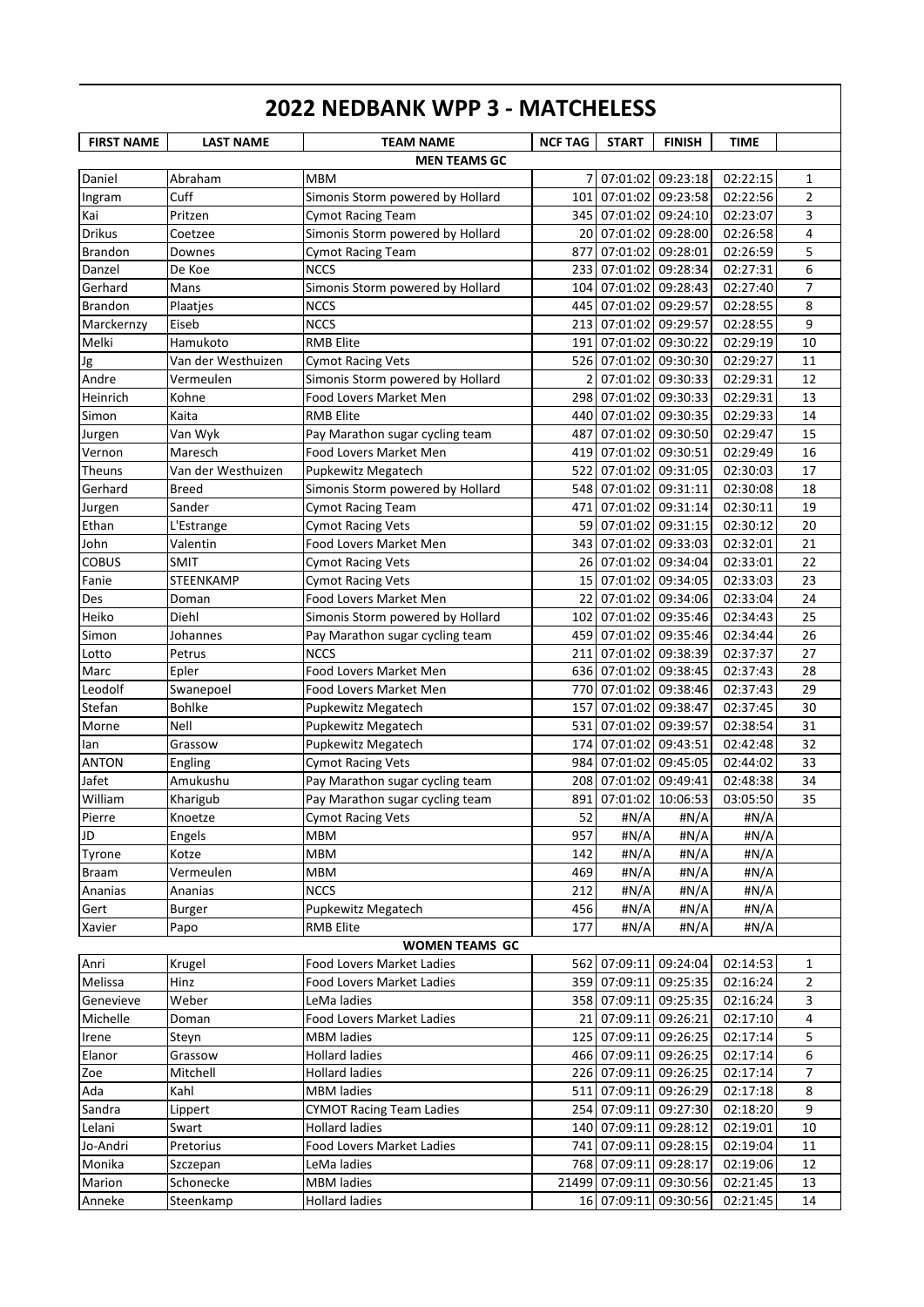# 2022 NEDBANK WPP 3 - MATCHELESS

| FIRST NAME | LAST NAME | TEAM NAME | NCF TAG | START | FINISH | TIME | |
|---|---|---|---|---|---|---|---|
| | | **MEN TEAMS GC** | | | | | |
| Daniel | Abraham | MBM | 7 | 07:01:02 | 09:23:18 | 02:22:15 | 1 |
| Ingram | Cuff | Simonis Storm powered by Hollard | 101 | 07:01:02 | 09:23:58 | 02:22:56 | 2 |
| Kai | Pritzen | Cymot Racing Team | 345 | 07:01:02 | 09:24:10 | 02:23:07 | 3 |
| Drikus | Coetzee | Simonis Storm powered by Hollard | 20 | 07:01:02 | 09:28:00 | 02:26:58 | 4 |
| Brandon | Downes | Cymot Racing Team | 877 | 07:01:02 | 09:28:01 | 02:26:59 | 5 |
| Danzel | De Koe | NCCS | 233 | 07:01:02 | 09:28:34 | 02:27:31 | 6 |
| Gerhard | Mans | Simonis Storm powered by Hollard | 104 | 07:01:02 | 09:28:43 | 02:27:40 | 7 |
| Brandon | Plaatjes | NCCS | 445 | 07:01:02 | 09:29:57 | 02:28:55 | 8 |
| Marckernzy | Eiseb | NCCS | 213 | 07:01:02 | 09:29:57 | 02:28:55 | 9 |
| Melki | Hamukoto | RMB Elite | 191 | 07:01:02 | 09:30:22 | 02:29:19 | 10 |
| Jg | Van der Westhuizen | Cymot Racing Vets | 526 | 07:01:02 | 09:30:30 | 02:29:27 | 11 |
| Andre | Vermeulen | Simonis Storm powered by Hollard | 2 | 07:01:02 | 09:30:33 | 02:29:31 | 12 |
| Heinrich | Kohne | Food Lovers Market Men | 298 | 07:01:02 | 09:30:33 | 02:29:31 | 13 |
| Simon | Kaita | RMB Elite | 440 | 07:01:02 | 09:30:35 | 02:29:33 | 14 |
| Jurgen | Van Wyk | Pay Marathon sugar cycling team | 487 | 07:01:02 | 09:30:50 | 02:29:47 | 15 |
| Vernon | Maresch | Food Lovers Market Men | 419 | 07:01:02 | 09:30:51 | 02:29:49 | 16 |
| Theuns | Van der Westhuizen | Pupkewitz Megatech | 522 | 07:01:02 | 09:31:05 | 02:30:03 | 17 |
| Gerhard | Breed | Simonis Storm powered by Hollard | 548 | 07:01:02 | 09:31:11 | 02:30:08 | 18 |
| Jurgen | Sander | Cymot Racing Team | 471 | 07:01:02 | 09:31:14 | 02:30:11 | 19 |
| Ethan | L'Estrange | Cymot Racing Vets | 59 | 07:01:02 | 09:31:15 | 02:30:12 | 20 |
| John | Valentin | Food Lovers Market Men | 343 | 07:01:02 | 09:33:03 | 02:32:01 | 21 |
| COBUS | SMIT | Cymot Racing Vets | 26 | 07:01:02 | 09:34:04 | 02:33:01 | 22 |
| Fanie | STEENKAMP | Cymot Racing Vets | 15 | 07:01:02 | 09:34:05 | 02:33:03 | 23 |
| Des | Doman | Food Lovers Market Men | 22 | 07:01:02 | 09:34:06 | 02:33:04 | 24 |
| Heiko | Diehl | Simonis Storm powered by Hollard | 102 | 07:01:02 | 09:35:46 | 02:34:43 | 25 |
| Simon | Johannes | Pay Marathon sugar cycling team | 459 | 07:01:02 | 09:35:46 | 02:34:44 | 26 |
| Lotto | Petrus | NCCS | 211 | 07:01:02 | 09:38:39 | 02:37:37 | 27 |
| Marc | Epler | Food Lovers Market Men | 636 | 07:01:02 | 09:38:45 | 02:37:43 | 28 |
| Leodolf | Swanepoel | Food Lovers Market Men | 770 | 07:01:02 | 09:38:46 | 02:37:43 | 29 |
| Stefan | Bohlke | Pupkewitz Megatech | 157 | 07:01:02 | 09:38:47 | 02:37:45 | 30 |
| Morne | Nell | Pupkewitz Megatech | 531 | 07:01:02 | 09:39:57 | 02:38:54 | 31 |
| Ian | Grassow | Pupkewitz Megatech | 174 | 07:01:02 | 09:43:51 | 02:42:48 | 32 |
| ANTON | Engling | Cymot Racing Vets | 984 | 07:01:02 | 09:45:05 | 02:44:02 | 33 |
| Jafet | Amukushu | Pay Marathon sugar cycling team | 208 | 07:01:02 | 09:49:41 | 02:48:38 | 34 |
| William | Kharigub | Pay Marathon sugar cycling team | 891 | 07:01:02 | 10:06:53 | 03:05:50 | 35 |
| Pierre | Knoetze | Cymot Racing Vets | 52 | #N/A | #N/A | #N/A | |
| JD | Engels | MBM | 957 | #N/A | #N/A | #N/A | |
| Tyrone | Kotze | MBM | 142 | #N/A | #N/A | #N/A | |
| Braam | Vermeulen | MBM | 469 | #N/A | #N/A | #N/A | |
| Ananias | Ananias | NCCS | 212 | #N/A | #N/A | #N/A | |
| Gert | Burger | Pupkewitz Megatech | 456 | #N/A | #N/A | #N/A | |
| Xavier | Papo | RMB Elite | 177 | #N/A | #N/A | #N/A | |
| | | **WOMEN TEAMS GC** | | | | | |
| Anri | Krugel | Food Lovers Market Ladies | 562 | 07:09:11 | 09:24:04 | 02:14:53 | 1 |
| Melissa | Hinz | Food Lovers Market Ladies | 359 | 07:09:11 | 09:25:35 | 02:16:24 | 2 |
| Genevieve | Weber | LeMa ladies | 358 | 07:09:11 | 09:25:35 | 02:16:24 | 3 |
| Michelle | Doman | Food Lovers Market Ladies | 21 | 07:09:11 | 09:26:21 | 02:17:10 | 4 |
| Irene | Steyn | MBM ladies | 125 | 07:09:11 | 09:26:25 | 02:17:14 | 5 |
| Elanor | Grassow | Hollard ladies | 466 | 07:09:11 | 09:26:25 | 02:17:14 | 6 |
| Zoe | Mitchell | Hollard ladies | 226 | 07:09:11 | 09:26:25 | 02:17:14 | 7 |
| Ada | Kahl | MBM ladies | 511 | 07:09:11 | 09:26:29 | 02:17:18 | 8 |
| Sandra | Lippert | CYMOT Racing Team Ladies | 254 | 07:09:11 | 09:27:30 | 02:18:20 | 9 |
| Lelani | Swart | Hollard ladies | 140 | 07:09:11 | 09:28:12 | 02:19:01 | 10 |
| Jo-Andri | Pretorius | Food Lovers Market Ladies | 741 | 07:09:11 | 09:28:15 | 02:19:04 | 11 |
| Monika | Szczepan | LeMa ladies | 768 | 07:09:11 | 09:28:17 | 02:19:06 | 12 |
| Marion | Schonecke | MBM ladies | 21499 | 07:09:11 | 09:30:56 | 02:21:45 | 13 |
| Anneke | Steenkamp | Hollard ladies | 16 | 07:09:11 | 09:30:56 | 02:21:45 | 14 |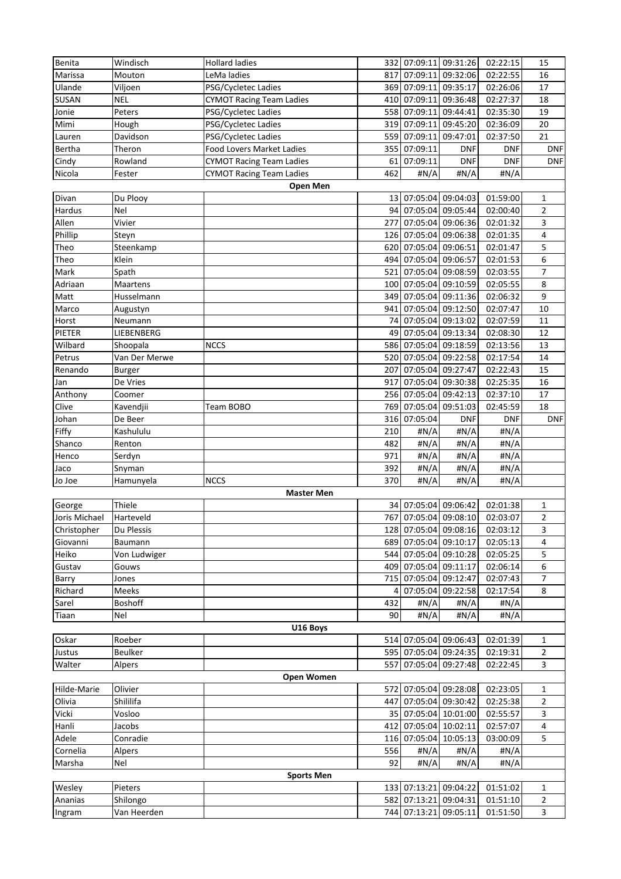| | | | | | | | |
|---|---|---|---|---|---|---|---|
| Benita | Windisch | Hollard ladies | 332 | 07:09:11 | 09:31:26 | 02:22:15 | 15 |
| Marissa | Mouton | LeMa ladies | 817 | 07:09:11 | 09:32:06 | 02:22:55 | 16 |
| Ulande | Viljoen | PSG/Cycletec Ladies | 369 | 07:09:11 | 09:35:17 | 02:26:06 | 17 |
| SUSAN | NEL | CYMOT Racing Team Ladies | 410 | 07:09:11 | 09:36:48 | 02:27:37 | 18 |
| Jonie | Peters | PSG/Cycletec Ladies | 558 | 07:09:11 | 09:44:41 | 02:35:30 | 19 |
| Mimi | Hough | PSG/Cycletec Ladies | 319 | 07:09:11 | 09:45:20 | 02:36:09 | 20 |
| Lauren | Davidson | PSG/Cycletec Ladies | 559 | 07:09:11 | 09:47:01 | 02:37:50 | 21 |
| Bertha | Theron | Food Lovers Market Ladies | 355 | 07:09:11 | DNF | DNF | DNF |
| Cindy | Rowland | CYMOT Racing Team Ladies | 61 | 07:09:11 | DNF | DNF | DNF |
| Nicola | Fester | CYMOT Racing Team Ladies | 462 | #N/A | #N/A | #N/A | |
| | | **Open Men** | | | | | |
| Divan | Du Plooy | | 13 | 07:05:04 | 09:04:03 | 01:59:00 | 1 |
| Hardus | Nel | | 94 | 07:05:04 | 09:05:44 | 02:00:40 | 2 |
| Allen | Vivier | | 277 | 07:05:04 | 09:06:36 | 02:01:32 | 3 |
| Phillip | Steyn | | 126 | 07:05:04 | 09:06:38 | 02:01:35 | 4 |
| Theo | Steenkamp | | 620 | 07:05:04 | 09:06:51 | 02:01:47 | 5 |
| Theo | Klein | | 494 | 07:05:04 | 09:06:57 | 02:01:53 | 6 |
| Mark | Spath | | 521 | 07:05:04 | 09:08:59 | 02:03:55 | 7 |
| Adriaan | Maartens | | 100 | 07:05:04 | 09:10:59 | 02:05:55 | 8 |
| Matt | Husselmann | | 349 | 07:05:04 | 09:11:36 | 02:06:32 | 9 |
| Marco | Augustyn | | 941 | 07:05:04 | 09:12:50 | 02:07:47 | 10 |
| Horst | Neumann | | 74 | 07:05:04 | 09:13:02 | 02:07:59 | 11 |
| PIETER | LIEBENBERG | | 49 | 07:05:04 | 09:13:34 | 02:08:30 | 12 |
| Wilbard | Shoopala | NCCS | 586 | 07:05:04 | 09:18:59 | 02:13:56 | 13 |
| Petrus | Van Der Merwe | | 520 | 07:05:04 | 09:22:58 | 02:17:54 | 14 |
| Renando | Burger | | 207 | 07:05:04 | 09:27:47 | 02:22:43 | 15 |
| Jan | De Vries | | 917 | 07:05:04 | 09:30:38 | 02:25:35 | 16 |
| Anthony | Coomer | | 256 | 07:05:04 | 09:42:13 | 02:37:10 | 17 |
| Clive | Kavendjii | Team BOBO | 769 | 07:05:04 | 09:51:03 | 02:45:59 | 18 |
| Johan | De Beer | | 316 | 07:05:04 | DNF | DNF | DNF |
| Fiffy | Kashululu | | 210 | #N/A | #N/A | #N/A | |
| Shanco | Renton | | 482 | #N/A | #N/A | #N/A | |
| Henco | Serdyn | | 971 | #N/A | #N/A | #N/A | |
| Jaco | Snyman | | 392 | #N/A | #N/A | #N/A | |
| Jo Joe | Hamunyela | NCCS | 370 | #N/A | #N/A | #N/A | |
| | | **Master Men** | | | | | |
| George | Thiele | | 34 | 07:05:04 | 09:06:42 | 02:01:38 | 1 |
| Joris Michael | Harteveld | | 767 | 07:05:04 | 09:08:10 | 02:03:07 | 2 |
| Christopher | Du Plessis | | 128 | 07:05:04 | 09:08:16 | 02:03:12 | 3 |
| Giovanni | Baumann | | 689 | 07:05:04 | 09:10:17 | 02:05:13 | 4 |
| Heiko | Von Ludwiger | | 544 | 07:05:04 | 09:10:28 | 02:05:25 | 5 |
| Gustav | Gouws | | 409 | 07:05:04 | 09:11:17 | 02:06:14 | 6 |
| Barry | Jones | | 715 | 07:05:04 | 09:12:47 | 02:07:43 | 7 |
| Richard | Meeks | | 4 | 07:05:04 | 09:22:58 | 02:17:54 | 8 |
| Sarel | Boshoff | | 432 | #N/A | #N/A | #N/A | |
| Tiaan | Nel | | 90 | #N/A | #N/A | #N/A | |
| | | **U16 Boys** | | | | | |
| Oskar | Roeber | | 514 | 07:05:04 | 09:06:43 | 02:01:39 | 1 |
| Justus | Beulker | | 595 | 07:05:04 | 09:24:35 | 02:19:31 | 2 |
| Walter | Alpers | | 557 | 07:05:04 | 09:27:48 | 02:22:45 | 3 |
| | | **Open Women** | | | | | |
| Hilde-Marie | Olivier | | 572 | 07:05:04 | 09:28:08 | 02:23:05 | 1 |
| Olivia | Shililifa | | 447 | 07:05:04 | 09:30:42 | 02:25:38 | 2 |
| Vicki | Vosloo | | 35 | 07:05:04 | 10:01:00 | 02:55:57 | 3 |
| Hanli | Jacobs | | 412 | 07:05:04 | 10:02:11 | 02:57:07 | 4 |
| Adele | Conradie | | 116 | 07:05:04 | 10:05:13 | 03:00:09 | 5 |
| Cornelia | Alpers | | 556 | #N/A | #N/A | #N/A | |
| Marsha | Nel | | 92 | #N/A | #N/A | #N/A | |
| | | **Sports Men** | | | | | |
| Wesley | Pieters | | 133 | 07:13:21 | 09:04:22 | 01:51:02 | 1 |
| Ananias | Shilongo | | 582 | 07:13:21 | 09:04:31 | 01:51:10 | 2 |
| Ingram | Van Heerden | | 744 | 07:13:21 | 09:05:11 | 01:51:50 | 3 |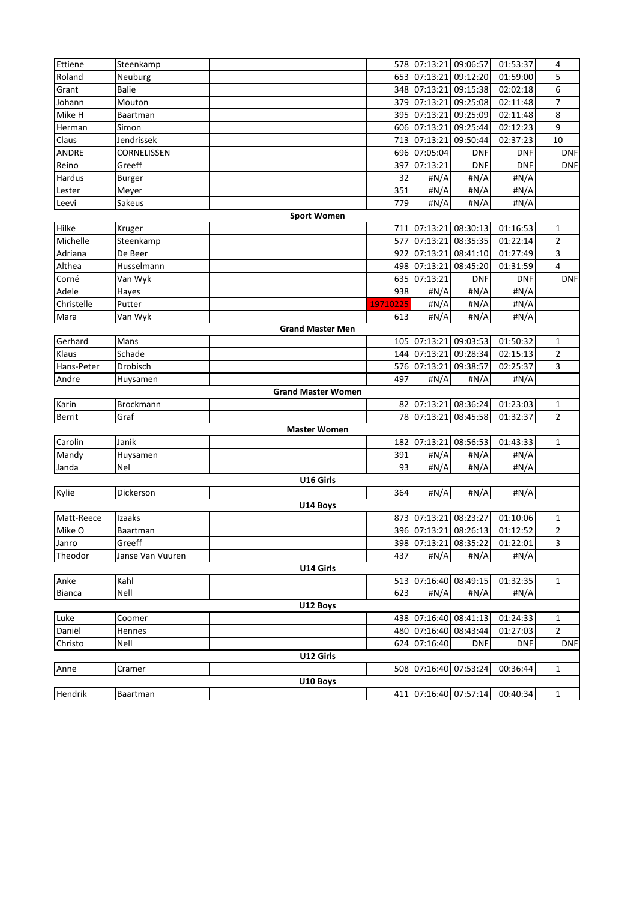| | | | | | | | |
|---|---|---|---|---|---|---|---|
| Ettiene | Steenkamp | | 578 | 07:13:21 | 09:06:57 | 01:53:37 | 4 |
| Roland | Neuburg | | 653 | 07:13:21 | 09:12:20 | 01:59:00 | 5 |
| Grant | Balie | | 348 | 07:13:21 | 09:15:38 | 02:02:18 | 6 |
| Johann | Mouton | | 379 | 07:13:21 | 09:25:08 | 02:11:48 | 7 |
| Mike H | Baartman | | 395 | 07:13:21 | 09:25:09 | 02:11:48 | 8 |
| Herman | Simon | | 606 | 07:13:21 | 09:25:44 | 02:12:23 | 9 |
| Claus | Jendrissek | | 713 | 07:13:21 | 09:50:44 | 02:37:23 | 10 |
| ANDRE | CORNELISSEN | | 696 | 07:05:04 | DNF | DNF | DNF |
| Reino | Greeff | | 397 | 07:13:21 | DNF | DNF | DNF |
| Hardus | Burger | | 32 | #N/A | #N/A | #N/A | |
| Lester | Meyer | | 351 | #N/A | #N/A | #N/A | |
| Leevi | Sakeus | | 779 | #N/A | #N/A | #N/A | |
| | | **Sport Women** | | | | | |
| Hilke | Kruger | | 711 | 07:13:21 | 08:30:13 | 01:16:53 | 1 |
| Michelle | Steenkamp | | 577 | 07:13:21 | 08:35:35 | 01:22:14 | 2 |
| Adriana | De Beer | | 922 | 07:13:21 | 08:41:10 | 01:27:49 | 3 |
| Althea | Husselmann | | 498 | 07:13:21 | 08:45:20 | 01:31:59 | 4 |
| Corné | Van Wyk | | 635 | 07:13:21 | DNF | DNF | DNF |
| Adele | Hayes | | 938 | #N/A | #N/A | #N/A | |
| Christelle | Putter | | 19710225 | #N/A | #N/A | #N/A | |
| Mara | Van Wyk | | 613 | #N/A | #N/A | #N/A | |
| | | **Grand Master Men** | | | | | |
| Gerhard | Mans | | 105 | 07:13:21 | 09:03:53 | 01:50:32 | 1 |
| Klaus | Schade | | 144 | 07:13:21 | 09:28:34 | 02:15:13 | 2 |
| Hans-Peter | Drobisch | | 576 | 07:13:21 | 09:38:57 | 02:25:37 | 3 |
| Andre | Huysamen | | 497 | #N/A | #N/A | #N/A | |
| | | **Grand Master Women** | | | | | |
| Karin | Brockmann | | 82 | 07:13:21 | 08:36:24 | 01:23:03 | 1 |
| Berrit | Graf | | 78 | 07:13:21 | 08:45:58 | 01:32:37 | 2 |
| | | **Master Women** | | | | | |
| Carolin | Janik | | 182 | 07:13:21 | 08:56:53 | 01:43:33 | 1 |
| Mandy | Huysamen | | 391 | #N/A | #N/A | #N/A | |
| Janda | Nel | | 93 | #N/A | #N/A | #N/A | |
| | | **U16 Girls** | | | | | |
| Kylie | Dickerson | | 364 | #N/A | #N/A | #N/A | |
| | | **U14 Boys** | | | | | |
| Matt-Reece | Izaaks | | 873 | 07:13:21 | 08:23:27 | 01:10:06 | 1 |
| Mike O | Baartman | | 396 | 07:13:21 | 08:26:13 | 01:12:52 | 2 |
| Janro | Greeff | | 398 | 07:13:21 | 08:35:22 | 01:22:01 | 3 |
| Theodor | Janse Van Vuuren | | 437 | #N/A | #N/A | #N/A | |
| | | **U14 Girls** | | | | | |
| Anke | Kahl | | 513 | 07:16:40 | 08:49:15 | 01:32:35 | 1 |
| Bianca | Nell | | 623 | #N/A | #N/A | #N/A | |
| | | **U12 Boys** | | | | | |
| Luke | Coomer | | 438 | 07:16:40 | 08:41:13 | 01:24:33 | 1 |
| Daniël | Hennes | | 480 | 07:16:40 | 08:43:44 | 01:27:03 | 2 |
| Christo | Nell | | 624 | 07:16:40 | DNF | DNF | DNF |
| | | **U12 Girls** | | | | | |
| Anne | Cramer | | 508 | 07:16:40 | 07:53:24 | 00:36:44 | 1 |
| | | **U10 Boys** | | | | | |
| Hendrik | Baartman | | 411 | 07:16:40 | 07:57:14 | 00:40:34 | 1 |